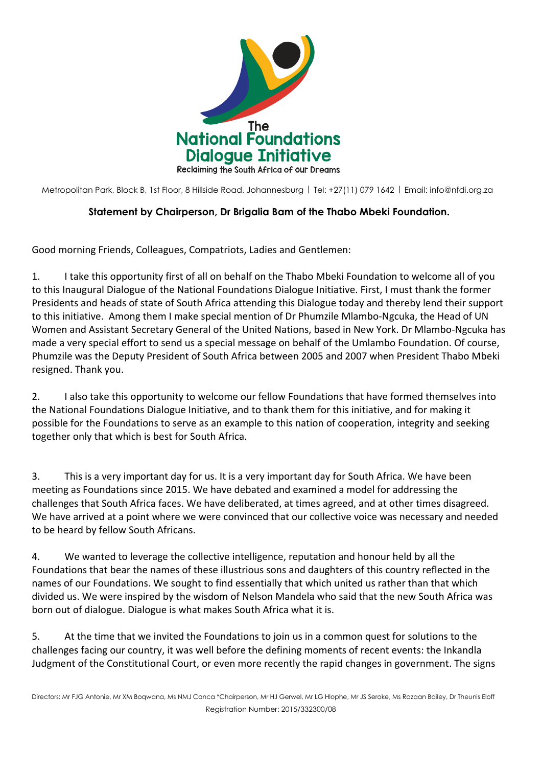**The National Foundations Dialogue Initiative**

Reclaiming the South Africa of our Dreams

Metropolitan Park, Block B, 1st Floor, 8 Hillside Road, Johannesburg | Tel: +27(11) 079 1642 | Email: info@nfdi.org.za

**Statement by Chairperson, Dr Brigalia Bam of the Thabo Mbeki Foundation.**

Good morning Friends, Colleagues, Compatriots, Ladies and Gentlemen:

1. I take this opportunity first of all on behalf on the Thabo Mbeki Foundation to welcome all of you to this Inaugural Dialogue of the National Foundations Dialogue Initiative. First, I must thank the former Presidents and heads of state of South Africa attending this Dialogue today and thereby lend their support to this initiative. Among them I make special mention of Dr Phumzile Mlambo-Ngcuka, the Head of UN Women and Assistant Secretary General of the United Nations, based in New York. Dr Mlambo-Ngcuka has made a very special effort to send us a special message on behalf of the Umlambo Foundation. Of course, Phumzile was the Deputy President of South Africa between 2005 and 2007 when President Thabo Mbeki resigned. Thank you.

2. I also take this opportunity to welcome our fellow Foundations that have formed themselves into the National Foundations Dialogue Initiative, and to thank them for this initiative, and for making it possible for the Foundations to serve as an example to this nation of cooperation, integrity and seeking together only that which is best for South Africa.

3. This is a very important day for us. It is a very important day for South Africa. We have been meeting as Foundations since 2015. We have debated and examined a model for addressing the challenges that South Africa faces. We have deliberated, at times agreed, and at other times disagreed. We have arrived at a point where we were convinced that our collective voice was necessary and needed to be heard by fellow South Africans.

4. We wanted to leverage the collective intelligence, reputation and honour held by all the Foundations that bear the names of these illustrious sons and daughters of this country reflected in the names of our Foundations. We sought to find essentially that which united us rather than that which divided us. We were inspired by the wisdom of Nelson Mandela who said that the new South Africa was born out of dialogue. Dialogue is what makes South Africa what it is.

5. At the time that we invited the Foundations to join us in a common quest for solutions to the challenges facing our country, it was well before the defining moments of recent events: the Inkandla Judgment of the Constitutional Court, or even more recently the rapid changes in government. The signs

Directors: Mr FJG Antonie, Mr XM Boqwana, Ms NMJ Canca *Chairperson, Mr HJ Gerwel, Mr LG Hlophe, Mr JS Seroke, Ms Razaan Bailey, Dr Theunis Eloff
Registration Number: 2015/332300/08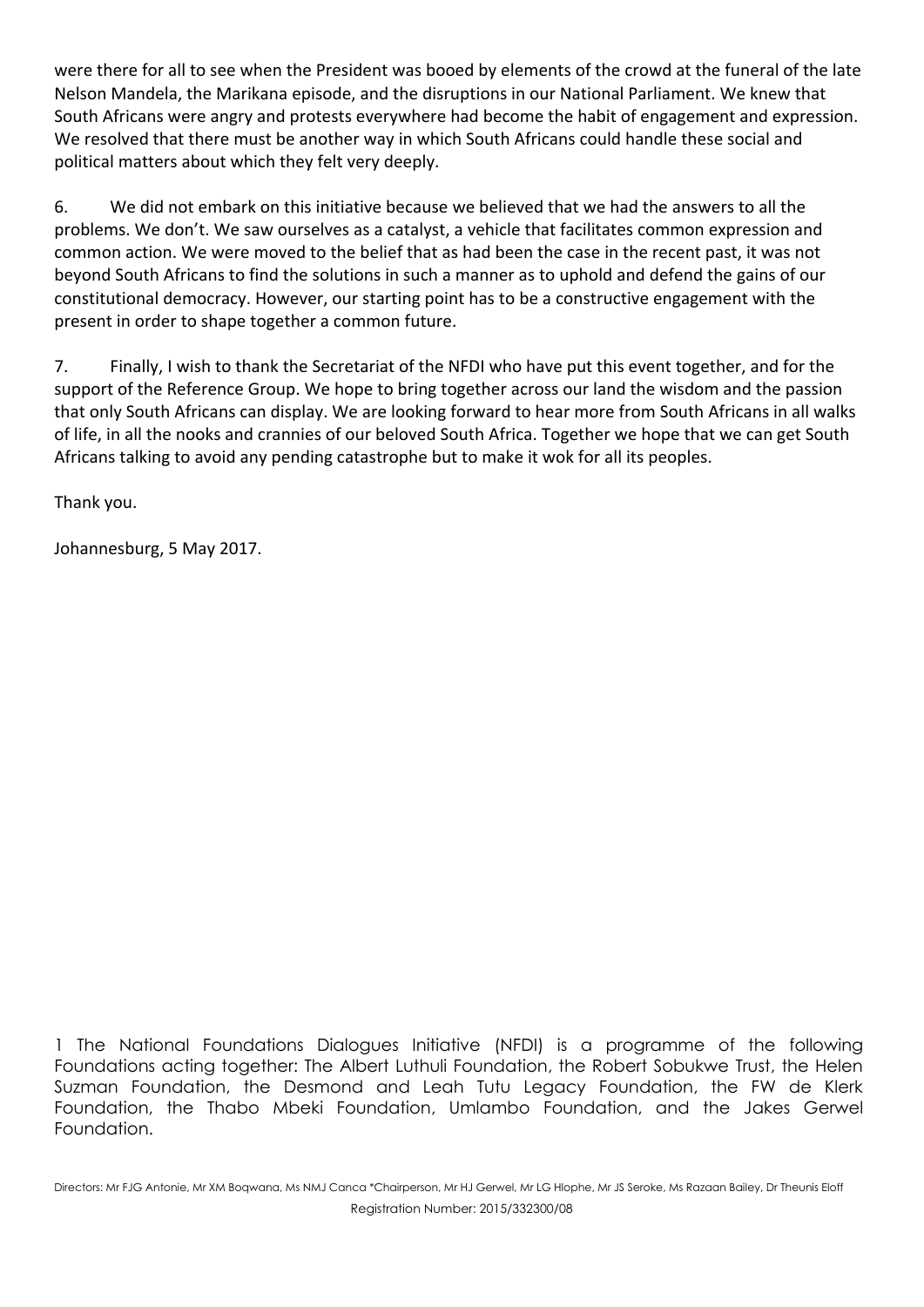were there for all to see when the President was booed by elements of the crowd at the funeral of the late Nelson Mandela, the Marikana episode, and the disruptions in our National Parliament. We knew that South Africans were angry and protests everywhere had become the habit of engagement and expression. We resolved that there must be another way in which South Africans could handle these social and political matters about which they felt very deeply.

6. We did not embark on this initiative because we believed that we had the answers to all the problems. We don't. We saw ourselves as a catalyst, a vehicle that facilitates common expression and common action. We were moved to the belief that as had been the case in the recent past, it was not beyond South Africans to find the solutions in such a manner as to uphold and defend the gains of our constitutional democracy. However, our starting point has to be a constructive engagement with the present in order to shape together a common future.

7. Finally, I wish to thank the Secretariat of the NFDI who have put this event together, and for the support of the Reference Group. We hope to bring together across our land the wisdom and the passion that only South Africans can display. We are looking forward to hear more from South Africans in all walks of life, in all the nooks and crannies of our beloved South Africa. Together we hope that we can get South Africans talking to avoid any pending catastrophe but to make it wok for all its peoples.

Thank you.

Johannesburg, 5 May 2017.

1 The National Foundations Dialogues Initiative (NFDI) is a programme of the following Foundations acting together: The Albert Luthuli Foundation, the Robert Sobukwe Trust, the Helen Suzman Foundation, the Desmond and Leah Tutu Legacy Foundation, the FW de Klerk Foundation, the Thabo Mbeki Foundation, Umlambo Foundation, and the Jakes Gerwel Foundation.

Directors: Mr FJG Antonie, Mr XM Boqwana, Ms NMJ Canca *Chairperson, Mr HJ Gerwel, Mr LG Hlophe, Mr JS Seroke, Ms Razaan Bailey, Dr Theunis Eloff

Registration Number: 2015/332300/08